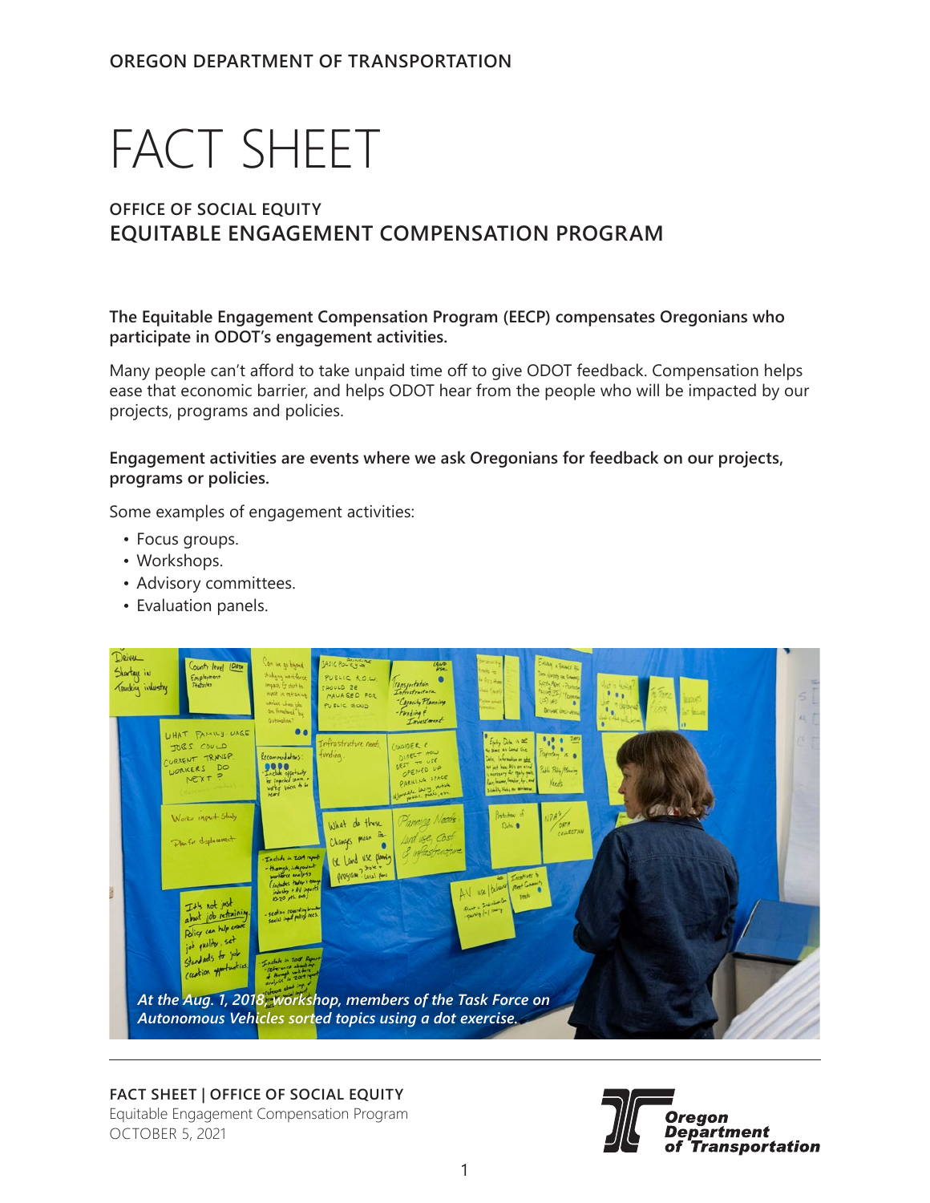OREGON DEPARTMENT OF TRANSPORTATION

# FACT SHEET

## OFFICE OF SOCIAL EQUITY
## EQUITABLE ENGAGEMENT COMPENSATION PROGRAM

**The Equitable Engagement Compensation Program (EECP) compensates Oregonians who participate in ODOT's engagement activities.**

Many people can't afford to take unpaid time off to give ODOT feedback. Compensation helps ease that economic barrier, and helps ODOT hear from the people who will be impacted by our projects, programs and policies.

**Engagement activities are events where we ask Oregonians for feedback on our projects, programs or policies.**

Some examples of engagement activities:

- Focus groups.
- Workshops.
- Advisory committees.
- Evaluation panels.

*At the Aug. 1, 2018, workshop, members of the Task Force on Autonomous Vehicles sorted topics using a dot exercise.*

**FACT SHEET | OFFICE OF SOCIAL EQUITY**
Equitable Engagement Compensation Program
OCTOBER 5, 2021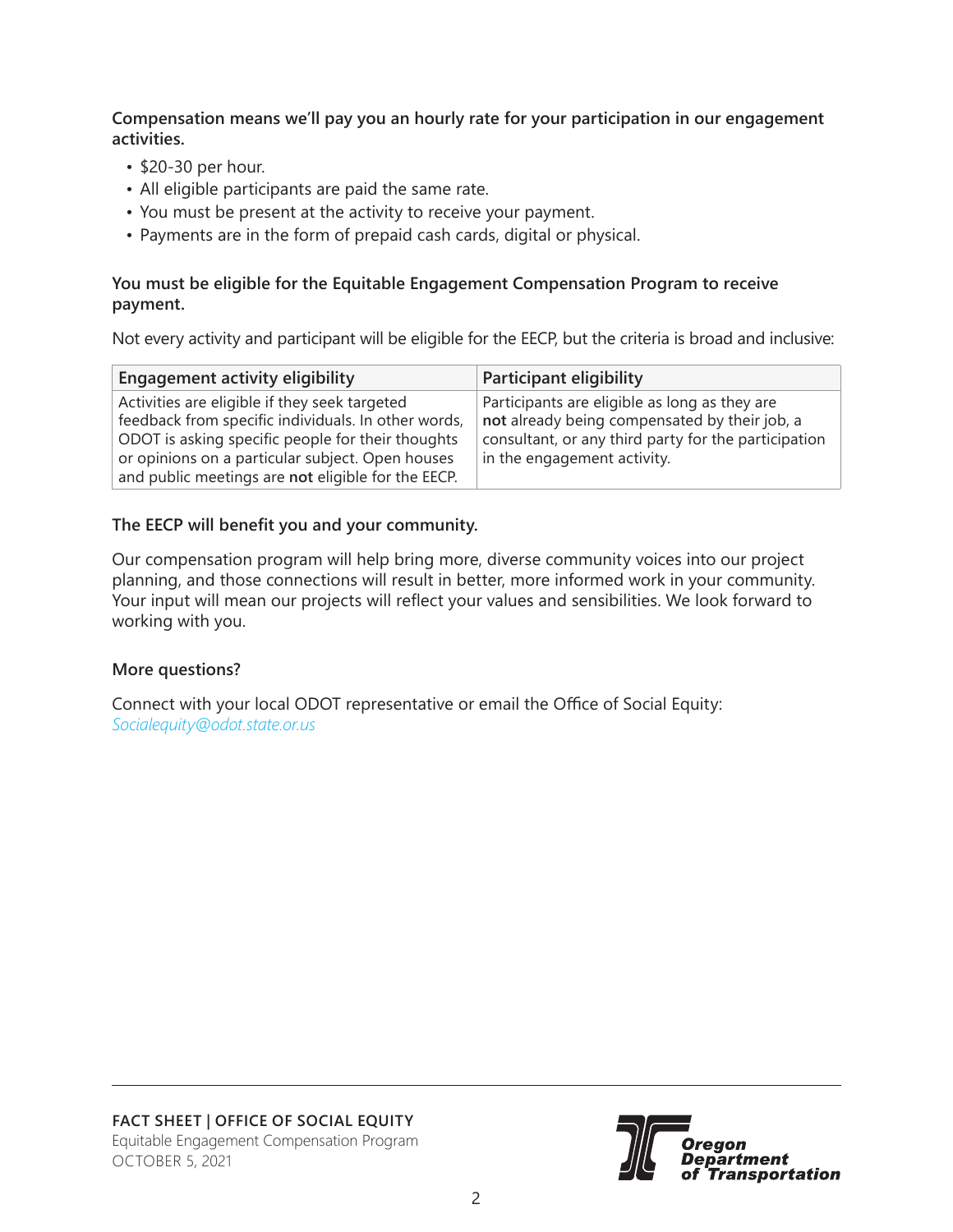**Compensation means we'll pay you an hourly rate for your participation in our engagement activities.**

- $20-30 per hour.
- All eligible participants are paid the same rate.
- You must be present at the activity to receive your payment.
- Payments are in the form of prepaid cash cards, digital or physical.

**You must be eligible for the Equitable Engagement Compensation Program to receive payment.**

Not every activity and participant will be eligible for the EECP, but the criteria is broad and inclusive:

| Engagement activity eligibility | Participant eligibility |
|---|---|
| Activities are eligible if they seek targeted feedback from specific individuals. In other words, ODOT is asking specific people for their thoughts or opinions on a particular subject. Open houses and public meetings are **not** eligible for the EECP. | Participants are eligible as long as they are **not** already being compensated by their job, a consultant, or any third party for the participation in the engagement activity. |

**The EECP will benefit you and your community.**

Our compensation program will help bring more, diverse community voices into our project planning, and those connections will result in better, more informed work in your community. Your input will mean our projects will reflect your values and sensibilities. We look forward to working with you.

**More questions?**

Connect with your local ODOT representative or email the Office of Social Equity: *Socialequity@odot.state.or.us*

**FACT SHEET | OFFICE OF SOCIAL EQUITY**
Equitable Engagement Compensation Program
OCTOBER 5, 2021

Oregon Department of Transportation